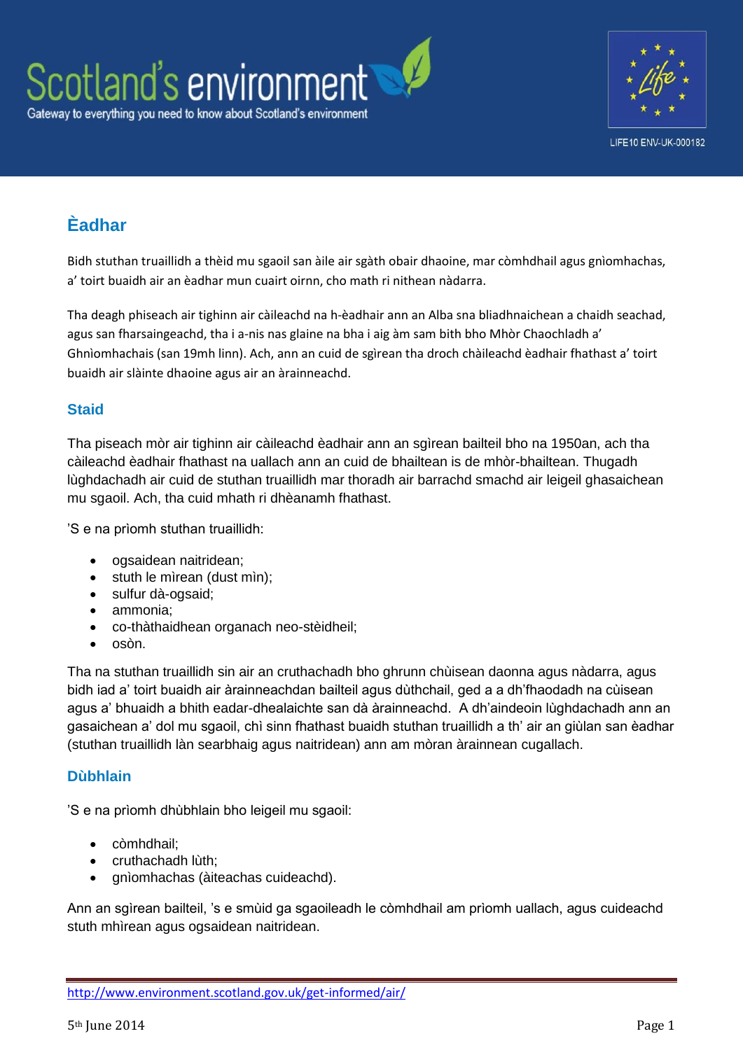# Èadhar

Bidh stuthan truaillidh a thèid mu sgaoil san àile air sgàth obair dhaoine, mar còmhdhail agus gnìomhachas, a' toirt buaidh air an èadhar mun cuairt oirnn, cho math ri nithean nàdarra.

Tha deagh phiseach air tighinn air càileachd na h-èadhair ann an Alba sna bliadhnaichean a chaidh seachad, agus san fharsaingeachd, tha i a-nis nas glaine na bha i aig àm sam bith bho Mhòr Chaochladh a' Ghnìomhachais (san 19mh linn). Ach, ann an cuid de sgìrean tha droch chàileachd èadhair fhathast a' toirt buaidh air slàinte dhaoine agus air an àrainneachd.

## Staid

Tha piseach mòr air tighinn air càileachd èadhair ann an sgìrean bailteil bho na 1950an, ach tha càileachd èadhair fhathast na uallach ann an cuid de bhailtean is de mhòr-bhailtean. Thugadh lùghdachadh air cuid de stuthan truaillidh mar thoradh air barrachd smachd air leigeil ghasaichean mu sgaoil. Ach, tha cuid mhath ri dhèanamh fhathast.

'S e na prìomh stuthan truaillidh:

- ogsaidean naitridean;
- stuth le mìrean (dust mìn);
- sulfur dà-ogsaid;
- ammonia;
- co-thàthaidhean organach neo-stèidheil;
- osòn.

Tha na stuthan truaillidh sin air an cruthachadh bho ghrunn chùisean daonna agus nàdarra, agus bidh iad a' toirt buaidh air àrainneachdan bailteil agus dùthchail, ged a a dh'fhaodadh na cùisean agus a' bhuaidh a bhith eadar-dhealaichte san dà àrainneachd. A dh'aindeoin lùghdachadh ann an gasaichean a' dol mu sgaoil, chì sinn fhathast buaidh stuthan truaillidh a th' air an giùlan san èadhar (stuthan truaillidh làn searbhaig agus naitridean) ann am mòran àrainnean cugallach.

## Dùbhlain

'S e na prìomh dhùbhlain bho leigeil mu sgaoil:

- còmhdhail;
- cruthachadh lùth;
- gnìomhachas (àiteachas cuideachd).

Ann an sgìrean bailteil, 's e smùid ga sgaoileadh le còmhdhail am prìomh uallach, agus cuideachd stuth mhìrean agus ogsaidean naitridean.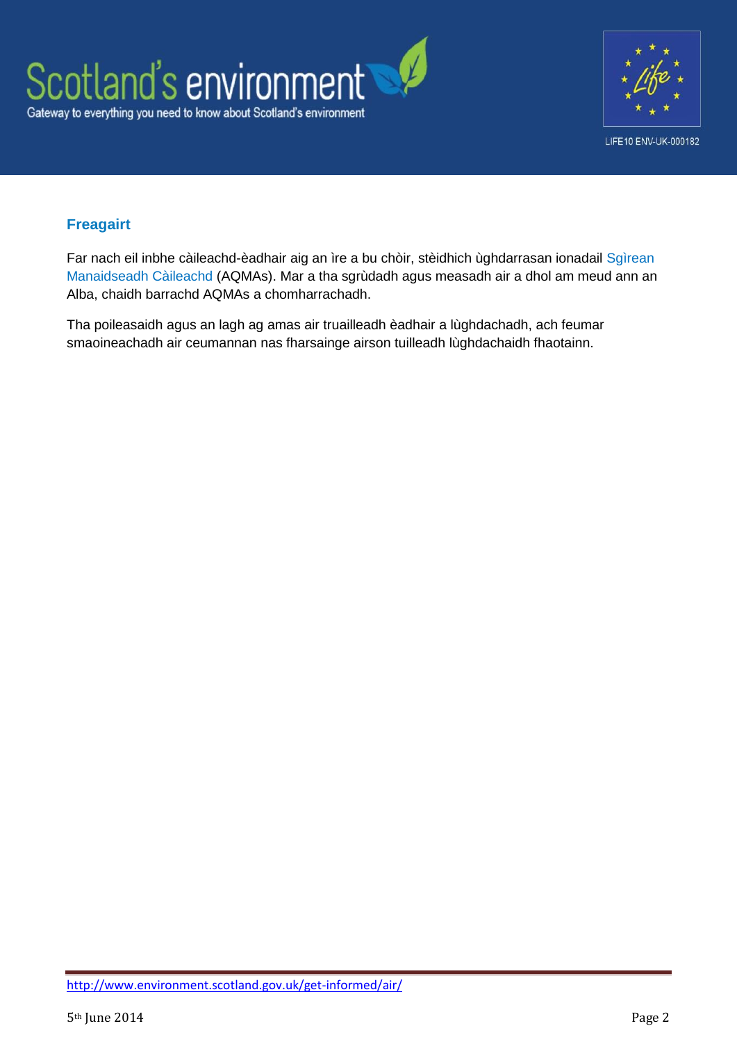## Freagairt

Far nach eil inbhe càileachd-èadhair aig an ìre a bu chòir, stèidhich ùghdarrasan ionadail Sgìrean Manaidseadh Càileachd (AQMAs). Mar a tha sgrùdadh agus measadh air a dhol am meud ann an Alba, chaidh barrachd AQMAs a chomharrachadh.

Tha poileasaidh agus an lagh ag amas air truailleadh èadhair a lùghdachadh, ach feumar smaoineachadh air ceumannan nas fharsainge airson tuilleadh lùghdachaidh fhaotainn.